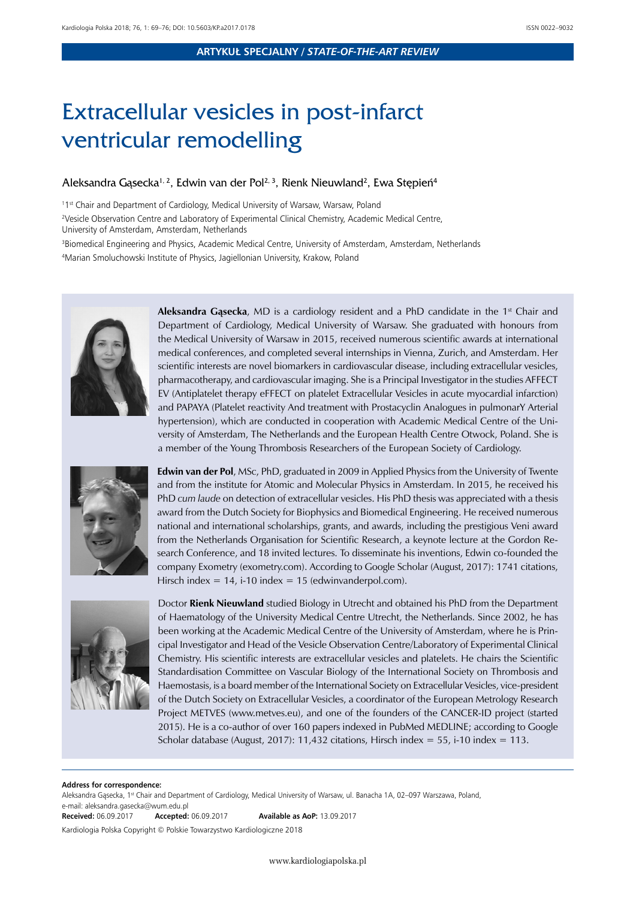ARTYKUŁ SPECJALNY / *STATE-OF-THE-ART REVIEW*

# Extracellular vesicles in post-infarct ventricular remodelling

Aleksandra Gąsecka[1, 2], Edwin van der Pol[2, 3], Rienk Nieuwland[2], Ewa Stępień[4]

[1]1st Chair and Department of Cardiology, Medical University of Warsaw, Warsaw, Poland

[2]Vesicle Observation Centre and Laboratory of Experimental Clinical Chemistry, Academic Medical Centre, University of Amsterdam, Amsterdam, Netherlands

[3]Biomedical Engineering and Physics, Academic Medical Centre, University of Amsterdam, Amsterdam, Netherlands

[4]Marian Smoluchowski Institute of Physics, Jagiellonian University, Krakow, Poland

**Aleksandra Gąsecka**, MD is a cardiology resident and a PhD candidate in the 1st Chair and Department of Cardiology, Medical University of Warsaw. She graduated with honours from the Medical University of Warsaw in 2015, received numerous scientific awards at international medical conferences, and completed several internships in Vienna, Zurich, and Amsterdam. Her scientific interests are novel biomarkers in cardiovascular disease, including extracellular vesicles, pharmacotherapy, and cardiovascular imaging. She is a Principal Investigator in the studies AFFECT EV (Antiplatelet therapy eFFECT on platelet Extracellular Vesicles in acute myocardial infarction) and PAPAYA (Platelet reactivity And treatment with Prostacyclin Analogues in pulmonarY Arterial hypertension), which are conducted in cooperation with Academic Medical Centre of the University of Amsterdam, The Netherlands and the European Health Centre Otwock, Poland. She is a member of the Young Thrombosis Researchers of the European Society of Cardiology.

**Edwin van der Pol**, MSc, PhD, graduated in 2009 in Applied Physics from the University of Twente and from the institute for Atomic and Molecular Physics in Amsterdam. In 2015, he received his PhD *cum laude* on detection of extracellular vesicles. His PhD thesis was appreciated with a thesis award from the Dutch Society for Biophysics and Biomedical Engineering. He received numerous national and international scholarships, grants, and awards, including the prestigious Veni award from the Netherlands Organisation for Scientific Research, a keynote lecture at the Gordon Research Conference, and 18 invited lectures. To disseminate his inventions, Edwin co-founded the company Exometry (exometry.com). According to Google Scholar (August, 2017): 1741 citations, Hirsch index = 14, i-10 index = 15 (edwinvanderpol.com).

Doctor **Rienk Nieuwland** studied Biology in Utrecht and obtained his PhD from the Department of Haematology of the University Medical Centre Utrecht, the Netherlands. Since 2002, he has been working at the Academic Medical Centre of the University of Amsterdam, where he is Principal Investigator and Head of the Vesicle Observation Centre/Laboratory of Experimental Clinical Chemistry. His scientific interests are extracellular vesicles and platelets. He chairs the Scientific Standardisation Committee on Vascular Biology of the International Society on Thrombosis and Haemostasis, is a board member of the International Society on Extracellular Vesicles, vice-president of the Dutch Society on Extracellular Vesicles, a coordinator of the European Metrology Research Project METVES (www.metves.eu), and one of the founders of the CANCER-ID project (started 2015). He is a co-author of over 160 papers indexed in PubMed MEDLINE; according to Google Scholar database (August, 2017): 11,432 citations, Hirsch index = 55, i-10 index = 113.

**Address for correspondence:**
Aleksandra Gąsecka, 1st Chair and Department of Cardiology, Medical University of Warsaw, ul. Banacha 1A, 02–097 Warszawa, Poland, e-mail: aleksandra.gasecka@wum.edu.pl

**Received:** 06.09.2017 **Accepted:** 06.09.2017 **Available as AoP:** 13.09.2017

Kardiologia Polska Copyright © Polskie Towarzystwo Kardiologiczne 2018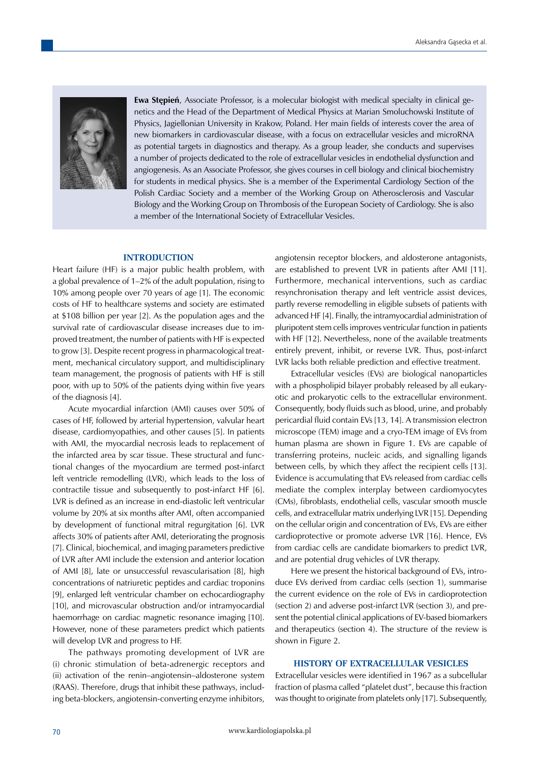**Ewa Stępień**, Associate Professor, is a molecular biologist with medical specialty in clinical genetics and the Head of the Department of Medical Physics at Marian Smoluchowski Institute of Physics, Jagiellonian University in Krakow, Poland. Her main fields of interests cover the area of new biomarkers in cardiovascular disease, with a focus on extracellular vesicles and microRNA as potential targets in diagnostics and therapy. As a group leader, she conducts and supervises a number of projects dedicated to the role of extracellular vesicles in endothelial dysfunction and angiogenesis. As an Associate Professor, she gives courses in cell biology and clinical biochemistry for students in medical physics. She is a member of the Experimental Cardiology Section of the Polish Cardiac Society and a member of the Working Group on Atherosclerosis and Vascular Biology and the Working Group on Thrombosis of the European Society of Cardiology. She is also a member of the International Society of Extracellular Vesicles.

## INTRODUCTION

Heart failure (HF) is a major public health problem, with a global prevalence of 1–2% of the adult population, rising to 10% among people over 70 years of age [1]. The economic costs of HF to healthcare systems and society are estimated at $108 billion per year [2]. As the population ages and the survival rate of cardiovascular disease increases due to improved treatment, the number of patients with HF is expected to grow [3]. Despite recent progress in pharmacological treatment, mechanical circulatory support, and multidisciplinary team management, the prognosis of patients with HF is still poor, with up to 50% of the patients dying within five years of the diagnosis [4].

Acute myocardial infarction (AMI) causes over 50% of cases of HF, followed by arterial hypertension, valvular heart disease, cardiomyopathies, and other causes [5]. In patients with AMI, the myocardial necrosis leads to replacement of the infarcted area by scar tissue. These structural and functional changes of the myocardium are termed post-infarct left ventricle remodelling (LVR), which leads to the loss of contractile tissue and subsequently to post-infarct HF [6]. LVR is defined as an increase in end-diastolic left ventricular volume by 20% at six months after AMI, often accompanied by development of functional mitral regurgitation [6]. LVR affects 30% of patients after AMI, deteriorating the prognosis [7]. Clinical, biochemical, and imaging parameters predictive of LVR after AMI include the extension and anterior location of AMI [8], late or unsuccessful revascularisation [8], high concentrations of natriuretic peptides and cardiac troponins [9], enlarged left ventricular chamber on echocardiography [10], and microvascular obstruction and/or intramyocardial haemorrhage on cardiac magnetic resonance imaging [10]. However, none of these parameters predict which patients will develop LVR and progress to HF.

The pathways promoting development of LVR are (i) chronic stimulation of beta-adrenergic receptors and (ii) activation of the renin–angiotensin–aldosterone system (RAAS). Therefore, drugs that inhibit these pathways, including beta-blockers, angiotensin-converting enzyme inhibitors, angiotensin receptor blockers, and aldosterone antagonists, are established to prevent LVR in patients after AMI [11]. Furthermore, mechanical interventions, such as cardiac resynchronisation therapy and left ventricle assist devices, partly reverse remodelling in eligible subsets of patients with advanced HF [4]. Finally, the intramyocardial administration of pluripotent stem cells improves ventricular function in patients with HF [12]. Nevertheless, none of the available treatments entirely prevent, inhibit, or reverse LVR. Thus, post-infarct LVR lacks both reliable prediction and effective treatment.

Extracellular vesicles (EVs) are biological nanoparticles with a phospholipid bilayer probably released by all eukaryotic and prokaryotic cells to the extracellular environment. Consequently, body fluids such as blood, urine, and probably pericardial fluid contain EVs [13, 14]. A transmission electron microscope (TEM) image and a cryo-TEM image of EVs from human plasma are shown in Figure 1. EVs are capable of transferring proteins, nucleic acids, and signalling ligands between cells, by which they affect the recipient cells [13]. Evidence is accumulating that EVs released from cardiac cells mediate the complex interplay between cardiomyocytes (CMs), fibroblasts, endothelial cells, vascular smooth muscle cells, and extracellular matrix underlying LVR [15]. Depending on the cellular origin and concentration of EVs, EVs are either cardioprotective or promote adverse LVR [16]. Hence, EVs from cardiac cells are candidate biomarkers to predict LVR, and are potential drug vehicles of LVR therapy.

Here we present the historical background of EVs, introduce EVs derived from cardiac cells (section 1), summarise the current evidence on the role of EVs in cardioprotection (section 2) and adverse post-infarct LVR (section 3), and present the potential clinical applications of EV-based biomarkers and therapeutics (section 4). The structure of the review is shown in Figure 2.

## HISTORY OF EXTRACELLULAR VESICLES

Extracellular vesicles were identified in 1967 as a subcellular fraction of plasma called "platelet dust", because this fraction was thought to originate from platelets only [17]. Subsequently,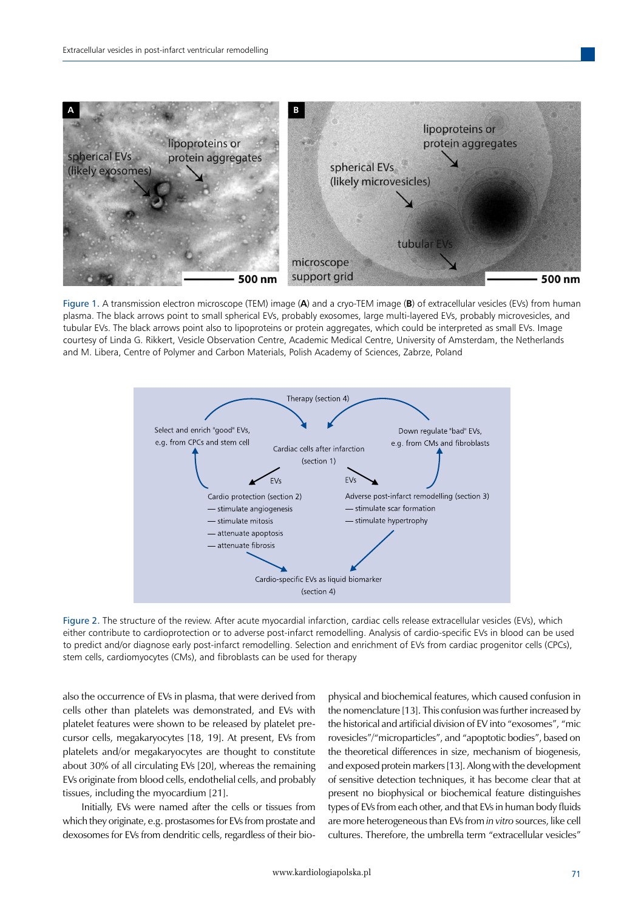Figure 1. A transmission electron microscope (TEM) image (**A**) and a cryo-TEM image (**B**) of extracellular vesicles (EVs) from human plasma. The black arrows point to small spherical EVs, probably exosomes, large multi-layered EVs, probably microvesicles, and tubular EVs. The black arrows point also to lipoproteins or protein aggregates, which could be interpreted as small EVs. Image courtesy of Linda G. Rikkert, Vesicle Observation Centre, Academic Medical Centre, University of Amsterdam, the Netherlands and M. Libera, Centre of Polymer and Carbon Materials, Polish Academy of Sciences, Zabrze, Poland

Figure 2. The structure of the review. After acute myocardial infarction, cardiac cells release extracellular vesicles (EVs), which either contribute to cardioprotection or to adverse post-infarct remodelling. Analysis of cardio-specific EVs in blood can be used to predict and/or diagnose early post-infarct remodelling. Selection and enrichment of EVs from cardiac progenitor cells (CPCs), stem cells, cardiomyocytes (CMs), and fibroblasts can be used for therapy

also the occurrence of EVs in plasma, that were derived from cells other than platelets was demonstrated, and EVs with platelet features were shown to be released by platelet precursor cells, megakaryocytes [18, 19]. At present, EVs from platelets and/or megakaryocytes are thought to constitute about 30% of all circulating EVs [20], whereas the remaining EVs originate from blood cells, endothelial cells, and probably tissues, including the myocardium [21].

Initially, EVs were named after the cells or tissues from which they originate, e.g. prostasomes for EVs from prostate and dexosomes for EVs from dendritic cells, regardless of their biophysical and biochemical features, which caused confusion in the nomenclature [13]. This confusion was further increased by the historical and artificial division of EV into "exosomes", "microvesicles"/"microparticles", and "apoptotic bodies", based on the theoretical differences in size, mechanism of biogenesis, and exposed protein markers [13]. Along with the development of sensitive detection techniques, it has become clear that at present no biophysical or biochemical feature distinguishes types of EVs from each other, and that EVs in human body fluids are more heterogeneous than EVs from *in vitro* sources, like cell cultures. Therefore, the umbrella term "extracellular vesicles"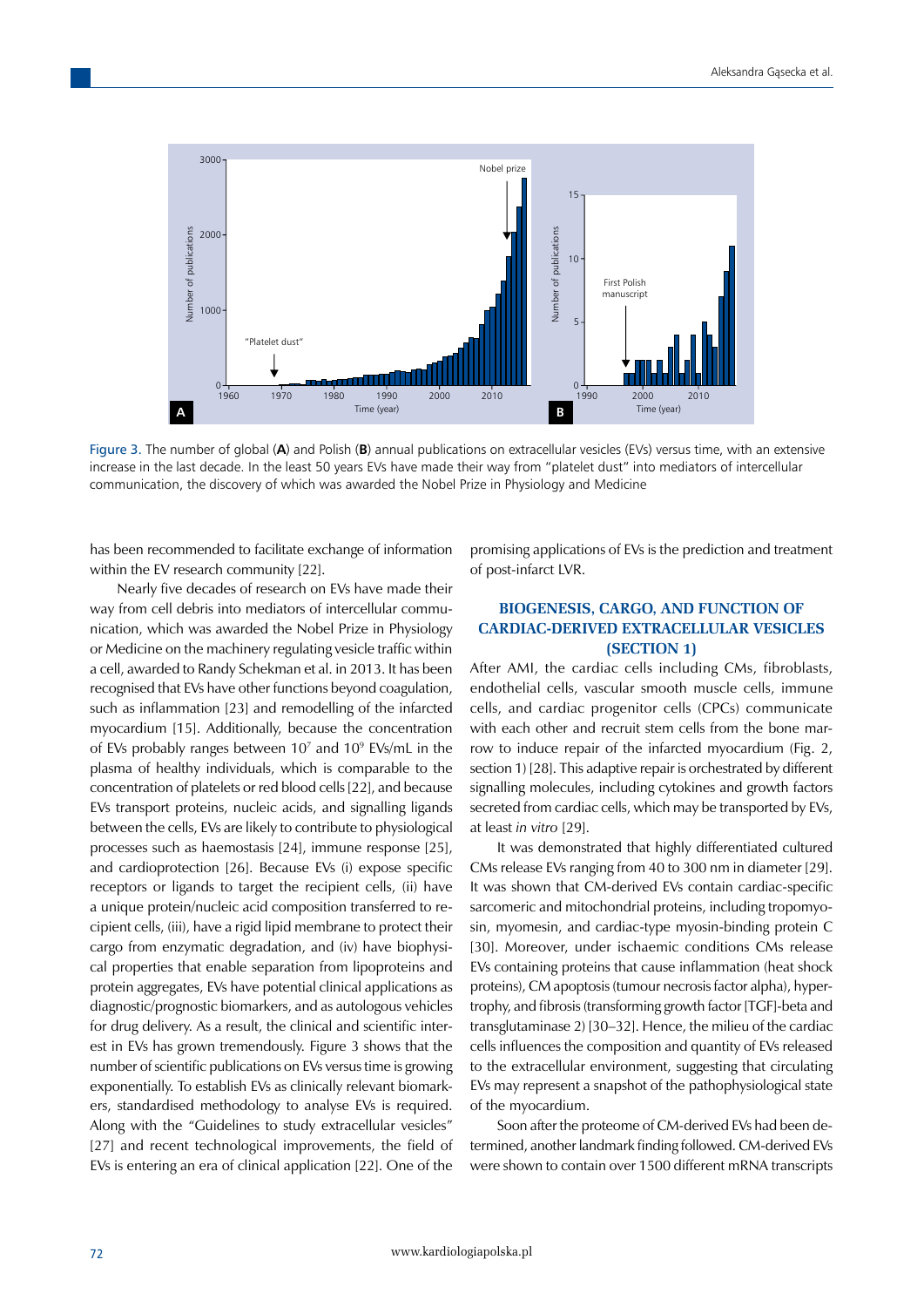Figure 3. The number of global (**A**) and Polish (**B**) annual publications on extracellular vesicles (EVs) versus time, with an extensive increase in the last decade. In the least 50 years EVs have made their way from "platelet dust" into mediators of intercellular communication, the discovery of which was awarded the Nobel Prize in Physiology and Medicine

has been recommended to facilitate exchange of information within the EV research community [22].

Nearly five decades of research on EVs have made their way from cell debris into mediators of intercellular communication, which was awarded the Nobel Prize in Physiology or Medicine on the machinery regulating vesicle traffic within a cell, awarded to Randy Schekman et al. in 2013. It has been recognised that EVs have other functions beyond coagulation, such as inflammation [23] and remodelling of the infarcted myocardium [15]. Additionally, because the concentration of EVs probably ranges between $10^7$ and $10^9$ EVs/mL in the plasma of healthy individuals, which is comparable to the concentration of platelets or red blood cells [22], and because EVs transport proteins, nucleic acids, and signalling ligands between the cells, EVs are likely to contribute to physiological processes such as haemostasis [24], immune response [25], and cardioprotection [26]. Because EVs (i) expose specific receptors or ligands to target the recipient cells, (ii) have a unique protein/nucleic acid composition transferred to recipient cells, (iii), have a rigid lipid membrane to protect their cargo from enzymatic degradation, and (iv) have biophysical properties that enable separation from lipoproteins and protein aggregates, EVs have potential clinical applications as diagnostic/prognostic biomarkers, and as autologous vehicles for drug delivery. As a result, the clinical and scientific interest in EVs has grown tremendously. Figure 3 shows that the number of scientific publications on EVs versus time is growing exponentially. To establish EVs as clinically relevant biomarkers, standardised methodology to analyse EVs is required. Along with the "Guidelines to study extracellular vesicles" [27] and recent technological improvements, the field of EVs is entering an era of clinical application [22]. One of the promising applications of EVs is the prediction and treatment of post-infarct LVR.

## BIOGENESIS, CARGO, AND FUNCTION OF CARDIAC-DERIVED EXTRACELLULAR VESICLES (SECTION 1)

After AMI, the cardiac cells including CMs, fibroblasts, endothelial cells, vascular smooth muscle cells, immune cells, and cardiac progenitor cells (CPCs) communicate with each other and recruit stem cells from the bone marrow to induce repair of the infarcted myocardium (Fig. 2, section 1) [28]. This adaptive repair is orchestrated by different signalling molecules, including cytokines and growth factors secreted from cardiac cells, which may be transported by EVs, at least *in vitro* [29].

It was demonstrated that highly differentiated cultured CMs release EVs ranging from 40 to 300 nm in diameter [29]. It was shown that CM-derived EVs contain cardiac-specific sarcomeric and mitochondrial proteins, including tropomyosin, myomesin, and cardiac-type myosin-binding protein C [30]. Moreover, under ischaemic conditions CMs release EVs containing proteins that cause inflammation (heat shock proteins), CM apoptosis (tumour necrosis factor alpha), hypertrophy, and fibrosis (transforming growth factor [TGF]-beta and transglutaminase 2) [30–32]. Hence, the milieu of the cardiac cells influences the composition and quantity of EVs released to the extracellular environment, suggesting that circulating EVs may represent a snapshot of the pathophysiological state of the myocardium.

Soon after the proteome of CM-derived EVs had been determined, another landmark finding followed. CM-derived EVs were shown to contain over 1500 different mRNA transcripts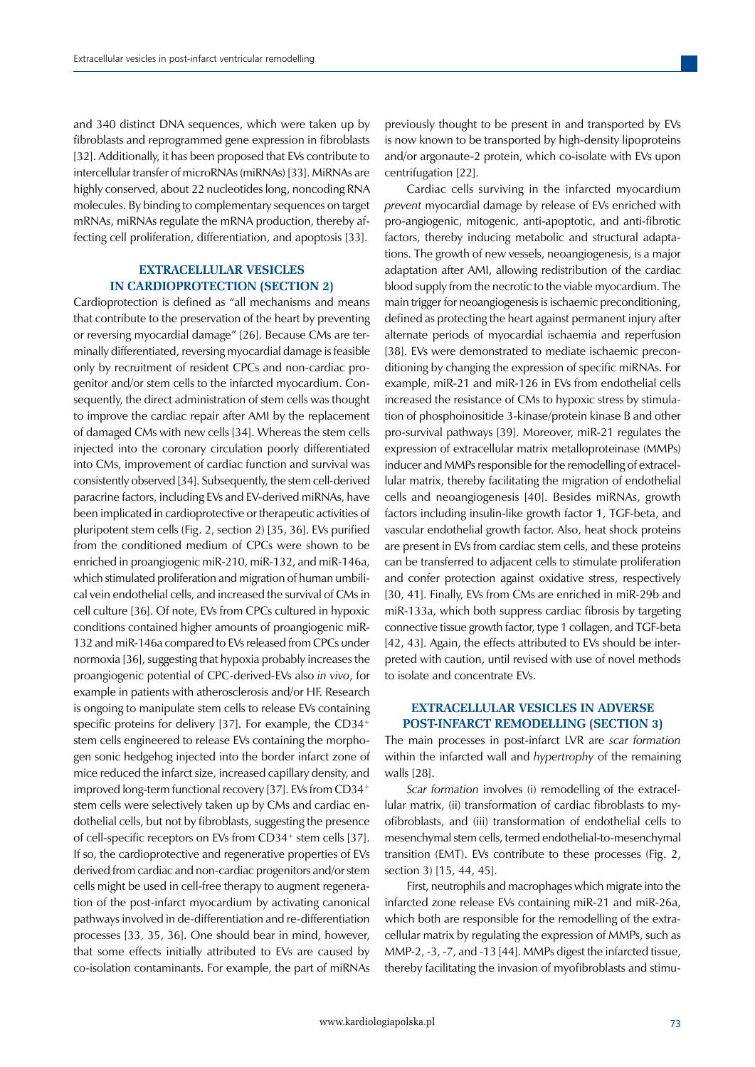and 340 distinct DNA sequences, which were taken up by fibroblasts and reprogrammed gene expression in fibroblasts [32]. Additionally, it has been proposed that EVs contribute to intercellular transfer of microRNAs (miRNAs) [33]. MiRNAs are highly conserved, about 22 nucleotides long, noncoding RNA molecules. By binding to complementary sequences on target mRNAs, miRNAs regulate the mRNA production, thereby affecting cell proliferation, differentiation, and apoptosis [33].

## EXTRACELLULAR VESICLES IN CARDIOPROTECTION (SECTION 2)

Cardioprotection is defined as "all mechanisms and means that contribute to the preservation of the heart by preventing or reversing myocardial damage" [26]. Because CMs are terminally differentiated, reversing myocardial damage is feasible only by recruitment of resident CPCs and non-cardiac progenitor and/or stem cells to the infarcted myocardium. Consequently, the direct administration of stem cells was thought to improve the cardiac repair after AMI by the replacement of damaged CMs with new cells [34]. Whereas the stem cells injected into the coronary circulation poorly differentiated into CMs, improvement of cardiac function and survival was consistently observed [34]. Subsequently, the stem cell-derived paracrine factors, including EVs and EV-derived miRNAs, have been implicated in cardioprotective or therapeutic activities of pluripotent stem cells (Fig. 2, section 2) [35, 36]. EVs purified from the conditioned medium of CPCs were shown to be enriched in proangiogenic miR-210, miR-132, and miR-146a, which stimulated proliferation and migration of human umbilical vein endothelial cells, and increased the survival of CMs in cell culture [36]. Of note, EVs from CPCs cultured in hypoxic conditions contained higher amounts of proangiogenic miR-132 and miR-146a compared to EVs released from CPCs under normoxia [36], suggesting that hypoxia probably increases the proangiogenic potential of CPC-derived-EVs also *in vivo*, for example in patients with atherosclerosis and/or HF. Research is ongoing to manipulate stem cells to release EVs containing specific proteins for delivery [37]. For example, the CD34$^{+}$ stem cells engineered to release EVs containing the morphogen sonic hedgehog injected into the border infarct zone of mice reduced the infarct size, increased capillary density, and improved long-term functional recovery [37]. EVs from CD34$^{+}$ stem cells were selectively taken up by CMs and cardiac endothelial cells, but not by fibroblasts, suggesting the presence of cell-specific receptors on EVs from CD34$^{+}$ stem cells [37]. If so, the cardioprotective and regenerative properties of EVs derived from cardiac and non-cardiac progenitors and/or stem cells might be used in cell-free therapy to augment regeneration of the post-infarct myocardium by activating canonical pathways involved in de-differentiation and re-differentiation processes [33, 35, 36]. One should bear in mind, however, that some effects initially attributed to EVs are caused by co-isolation contaminants. For example, the part of miRNAs previously thought to be present in and transported by EVs is now known to be transported by high-density lipoproteins and/or argonaute-2 protein, which co-isolate with EVs upon centrifugation [22].

Cardiac cells surviving in the infarcted myocardium *prevent* myocardial damage by release of EVs enriched with pro-angiogenic, mitogenic, anti-apoptotic, and anti-fibrotic factors, thereby inducing metabolic and structural adaptations. The growth of new vessels, neoangiogenesis, is a major adaptation after AMI, allowing redistribution of the cardiac blood supply from the necrotic to the viable myocardium. The main trigger for neoangiogenesis is ischaemic preconditioning, defined as protecting the heart against permanent injury after alternate periods of myocardial ischaemia and reperfusion [38]. EVs were demonstrated to mediate ischaemic preconditioning by changing the expression of specific miRNAs. For example, miR-21 and miR-126 in EVs from endothelial cells increased the resistance of CMs to hypoxic stress by stimulation of phosphoinositide 3-kinase/protein kinase B and other pro-survival pathways [39]. Moreover, miR-21 regulates the expression of extracellular matrix metalloproteinase (MMPs) inducer and MMPs responsible for the remodelling of extracellular matrix, thereby facilitating the migration of endothelial cells and neoangiogenesis [40]. Besides miRNAs, growth factors including insulin-like growth factor 1, TGF-beta, and vascular endothelial growth factor. Also, heat shock proteins are present in EVs from cardiac stem cells, and these proteins can be transferred to adjacent cells to stimulate proliferation and confer protection against oxidative stress, respectively [30, 41]. Finally, EVs from CMs are enriched in miR-29b and miR-133a, which both suppress cardiac fibrosis by targeting connective tissue growth factor, type 1 collagen, and TGF-beta [42, 43]. Again, the effects attributed to EVs should be interpreted with caution, until revised with use of novel methods to isolate and concentrate EVs.

## EXTRACELLULAR VESICLES IN ADVERSE POST-INFARCT REMODELLING (SECTION 3)

The main processes in post-infarct LVR are *scar formation* within the infarcted wall and *hypertrophy* of the remaining walls [28].

*Scar formation* involves (i) remodelling of the extracellular matrix, (ii) transformation of cardiac fibroblasts to myofibroblasts, and (iii) transformation of endothelial cells to mesenchymal stem cells, termed endothelial-to-mesenchymal transition (EMT). EVs contribute to these processes (Fig. 2, section 3) [15, 44, 45].

First, neutrophils and macrophages which migrate into the infarcted zone release EVs containing miR-21 and miR-26a, which both are responsible for the remodelling of the extracellular matrix by regulating the expression of MMPs, such as MMP-2, -3, -7, and -13 [44]. MMPs digest the infarcted tissue, thereby facilitating the invasion of myofibroblasts and stimu-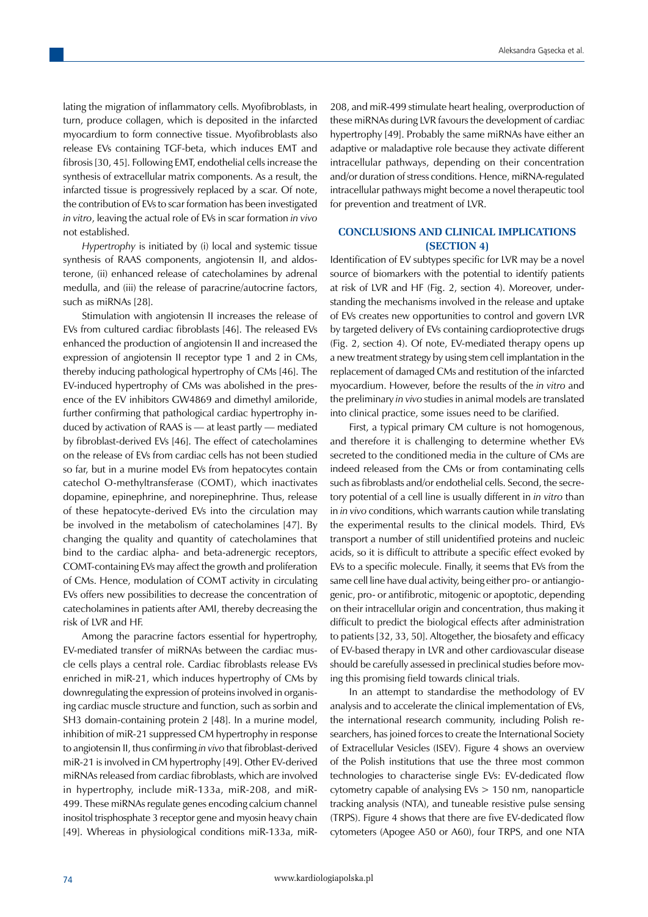lating the migration of inflammatory cells. Myofibroblasts, in turn, produce collagen, which is deposited in the infarcted myocardium to form connective tissue. Myofibroblasts also release EVs containing TGF-beta, which induces EMT and fibrosis [30, 45]. Following EMT, endothelial cells increase the synthesis of extracellular matrix components. As a result, the infarcted tissue is progressively replaced by a scar. Of note, the contribution of EVs to scar formation has been investigated *in vitro*, leaving the actual role of EVs in scar formation *in vivo* not established.

*Hypertrophy* is initiated by (i) local and systemic tissue synthesis of RAAS components, angiotensin II, and aldosterone, (ii) enhanced release of catecholamines by adrenal medulla, and (iii) the release of paracrine/autocrine factors, such as miRNAs [28].

Stimulation with angiotensin II increases the release of EVs from cultured cardiac fibroblasts [46]. The released EVs enhanced the production of angiotensin II and increased the expression of angiotensin II receptor type 1 and 2 in CMs, thereby inducing pathological hypertrophy of CMs [46]. The EV-induced hypertrophy of CMs was abolished in the presence of the EV inhibitors GW4869 and dimethyl amiloride, further confirming that pathological cardiac hypertrophy induced by activation of RAAS is — at least partly — mediated by fibroblast-derived EVs [46]. The effect of catecholamines on the release of EVs from cardiac cells has not been studied so far, but in a murine model EVs from hepatocytes contain catechol O-methyltransferase (COMT), which inactivates dopamine, epinephrine, and norepinephrine. Thus, release of these hepatocyte-derived EVs into the circulation may be involved in the metabolism of catecholamines [47]. By changing the quality and quantity of catecholamines that bind to the cardiac alpha- and beta-adrenergic receptors, COMT-containing EVs may affect the growth and proliferation of CMs. Hence, modulation of COMT activity in circulating EVs offers new possibilities to decrease the concentration of catecholamines in patients after AMI, thereby decreasing the risk of LVR and HF.

Among the paracrine factors essential for hypertrophy, EV-mediated transfer of miRNAs between the cardiac muscle cells plays a central role. Cardiac fibroblasts release EVs enriched in miR-21, which induces hypertrophy of CMs by downregulating the expression of proteins involved in organising cardiac muscle structure and function, such as sorbin and SH3 domain-containing protein 2 [48]. In a murine model, inhibition of miR-21 suppressed CM hypertrophy in response to angiotensin II, thus confirming *in vivo* that fibroblast-derived miR-21 is involved in CM hypertrophy [49]. Other EV-derived miRNAs released from cardiac fibroblasts, which are involved in hypertrophy, include miR-133a, miR-208, and miR-499. These miRNAs regulate genes encoding calcium channel inositol trisphosphate 3 receptor gene and myosin heavy chain [49]. Whereas in physiological conditions miR-133a, miR-208, and miR-499 stimulate heart healing, overproduction of these miRNAs during LVR favours the development of cardiac hypertrophy [49]. Probably the same miRNAs have either an adaptive or maladaptive role because they activate different intracellular pathways, depending on their concentration and/or duration of stress conditions. Hence, miRNA-regulated intracellular pathways might become a novel therapeutic tool for prevention and treatment of LVR.

## CONCLUSIONS AND CLINICAL IMPLICATIONS (SECTION 4)

Identification of EV subtypes specific for LVR may be a novel source of biomarkers with the potential to identify patients at risk of LVR and HF (Fig. 2, section 4). Moreover, understanding the mechanisms involved in the release and uptake of EVs creates new opportunities to control and govern LVR by targeted delivery of EVs containing cardioprotective drugs (Fig. 2, section 4). Of note, EV-mediated therapy opens up a new treatment strategy by using stem cell implantation in the replacement of damaged CMs and restitution of the infarcted myocardium. However, before the results of the *in vitro* and the preliminary *in vivo* studies in animal models are translated into clinical practice, some issues need to be clarified.

First, a typical primary CM culture is not homogenous, and therefore it is challenging to determine whether EVs secreted to the conditioned media in the culture of CMs are indeed released from the CMs or from contaminating cells such as fibroblasts and/or endothelial cells. Second, the secretory potential of a cell line is usually different in *in vitro* than in *in vivo* conditions, which warrants caution while translating the experimental results to the clinical models. Third, EVs transport a number of still unidentified proteins and nucleic acids, so it is difficult to attribute a specific effect evoked by EVs to a specific molecule. Finally, it seems that EVs from the same cell line have dual activity, being either pro- or antiangiogenic, pro- or antifibrotic, mitogenic or apoptotic, depending on their intracellular origin and concentration, thus making it difficult to predict the biological effects after administration to patients [32, 33, 50]. Altogether, the biosafety and efficacy of EV-based therapy in LVR and other cardiovascular disease should be carefully assessed in preclinical studies before moving this promising field towards clinical trials.

In an attempt to standardise the methodology of EV analysis and to accelerate the clinical implementation of EVs, the international research community, including Polish researchers, has joined forces to create the International Society of Extracellular Vesicles (ISEV). Figure 4 shows an overview of the Polish institutions that use the three most common technologies to characterise single EVs: EV-dedicated flow cytometry capable of analysing EVs > 150 nm, nanoparticle tracking analysis (NTA), and tuneable resistive pulse sensing (TRPS). Figure 4 shows that there are five EV-dedicated flow cytometers (Apogee A50 or A60), four TRPS, and one NTA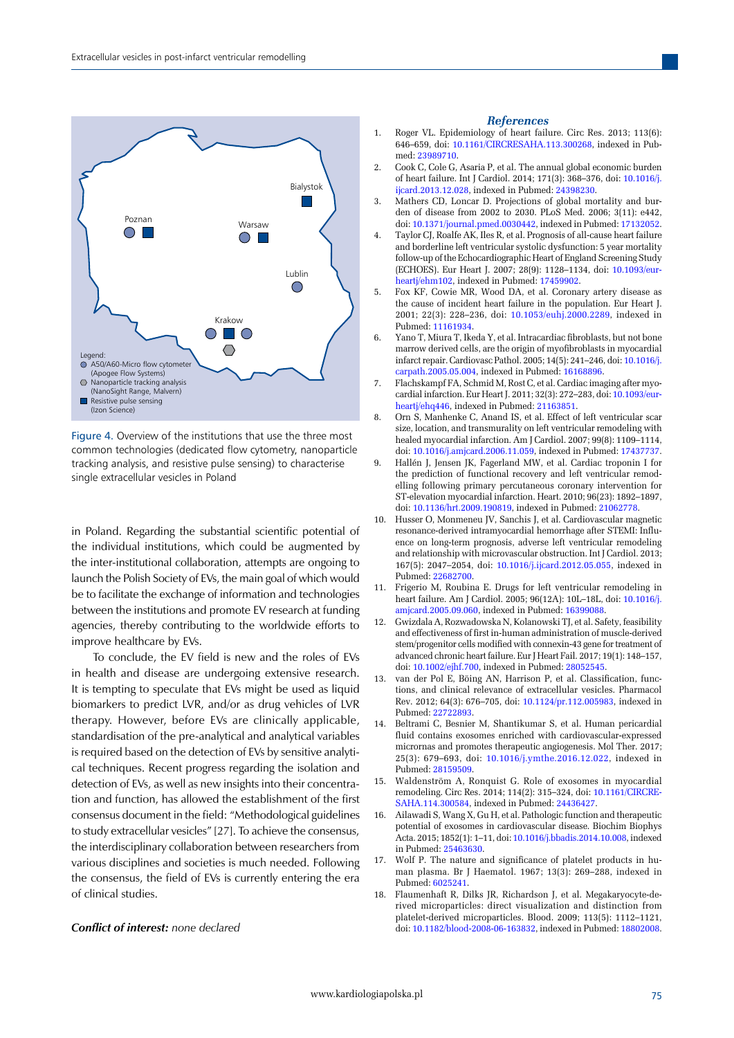Legend:
- A50/A60-Micro flow cytometer (Apogee Flow Systems)
- Nanoparticle tracking analysis (NanoSight Range, Malvern)
- Resistive pulse sensing (Izon Science)

Figure 4. Overview of the institutions that use the three most common technologies (dedicated flow cytometry, nanoparticle tracking analysis, and resistive pulse sensing) to characterise single extracellular vesicles in Poland

in Poland. Regarding the substantial scientific potential of the individual institutions, which could be augmented by the inter-institutional collaboration, attempts are ongoing to launch the Polish Society of EVs, the main goal of which would be to facilitate the exchange of information and technologies between the institutions and promote EV research at funding agencies, thereby contributing to the worldwide efforts to improve healthcare by EVs.

To conclude, the EV field is new and the roles of EVs in health and disease are undergoing extensive research. It is tempting to speculate that EVs might be used as liquid biomarkers to predict LVR, and/or as drug vehicles of LVR therapy. However, before EVs are clinically applicable, standardisation of the pre-analytical and analytical variables is required based on the detection of EVs by sensitive analytical techniques. Recent progress regarding the isolation and detection of EVs, as well as new insights into their concentration and function, has allowed the establishment of the first consensus document in the field: "Methodological guidelines to study extracellular vesicles" [27]. To achieve the consensus, the interdisciplinary collaboration between researchers from various disciplines and societies is much needed. Following the consensus, the field of EVs is currently entering the era of clinical studies.

***Conflict of interest:*** *none declared*

## *References*

1. Roger VL. Epidemiology of heart failure. Circ Res. 2013; 113(6): 646–659, doi: 10.1161/CIRCRESAHA.113.300268, indexed in Pubmed: 23989710.
2. Cook C, Cole G, Asaria P, et al. The annual global economic burden of heart failure. Int J Cardiol. 2014; 171(3): 368–376, doi: 10.1016/j.ijcard.2013.12.028, indexed in Pubmed: 24398230.
3. Mathers CD, Loncar D. Projections of global mortality and burden of disease from 2002 to 2030. PLoS Med. 2006; 3(11): e442, doi: 10.1371/journal.pmed.0030442, indexed in Pubmed: 17132052.
4. Taylor CJ, Roalfe AK, Iles R, et al. Prognosis of all-cause heart failure and borderline left ventricular systolic dysfunction: 5 year mortality follow-up of the Echocardiographic Heart of England Screening Study (ECHOES). Eur Heart J. 2007; 28(9): 1128–1134, doi: 10.1093/eurheartj/ehm102, indexed in Pubmed: 17459902.
5. Fox KF, Cowie MR, Wood DA, et al. Coronary artery disease as the cause of incident heart failure in the population. Eur Heart J. 2001; 22(3): 228–236, doi: 10.1053/euhj.2000.2289, indexed in Pubmed: 11161934.
6. Yano T, Miura T, Ikeda Y, et al. Intracardiac fibroblasts, but not bone marrow derived cells, are the origin of myofibroblasts in myocardial infarct repair. Cardiovasc Pathol. 2005; 14(5): 241–246, doi: 10.1016/j.carpath.2005.05.004, indexed in Pubmed: 16168896.
7. Flachskampf FA, Schmid M, Rost C, et al. Cardiac imaging after myocardial infarction. Eur Heart J. 2011; 32(3): 272–283, doi: 10.1093/eurheartj/ehq446, indexed in Pubmed: 21163851.
8. Orn S, Manhenke C, Anand IS, et al. Effect of left ventricular scar size, location, and transmurality on left ventricular remodeling with healed myocardial infarction. Am J Cardiol. 2007; 99(8): 1109–1114, doi: 10.1016/j.amjcard.2006.11.059, indexed in Pubmed: 17437737.
9. Hallén J, Jensen JK, Fagerland MW, et al. Cardiac troponin I for the prediction of functional recovery and left ventricular remodelling following primary percutaneous coronary intervention for ST-elevation myocardial infarction. Heart. 2010; 96(23): 1892–1897, doi: 10.1136/hrt.2009.190819, indexed in Pubmed: 21062778.
10. Husser O, Monmeneu JV, Sanchis J, et al. Cardiovascular magnetic resonance-derived intramyocardial hemorrhage after STEMI: Influence on long-term prognosis, adverse left ventricular remodeling and relationship with microvascular obstruction. Int J Cardiol. 2013; 167(5): 2047–2054, doi: 10.1016/j.ijcard.2012.05.055, indexed in Pubmed: 22682700.
11. Frigerio M, Roubina E. Drugs for left ventricular remodeling in heart failure. Am J Cardiol. 2005; 96(12A): 10L–18L, doi: 10.1016/j.amjcard.2005.09.060, indexed in Pubmed: 16399088.
12. Gwizdala A, Rozwadowska N, Kolanowski TJ, et al. Safety, feasibility and effectiveness of first in-human administration of muscle-derived stem/progenitor cells modified with connexin-43 gene for treatment of advanced chronic heart failure. Eur J Heart Fail. 2017; 19(1): 148–157, doi: 10.1002/ejhf.700, indexed in Pubmed: 28052545.
13. van der Pol E, Böing AN, Harrison P, et al. Classification, functions, and clinical relevance of extracellular vesicles. Pharmacol Rev. 2012; 64(3): 676–705, doi: 10.1124/pr.112.005983, indexed in Pubmed: 22722893.
14. Beltrami C, Besnier M, Shantikumar S, et al. Human pericardial fluid contains exosomes enriched with cardiovascular-expressed micrornas and promotes therapeutic angiogenesis. Mol Ther. 2017; 25(3): 679–693, doi: 10.1016/j.ymthe.2016.12.022, indexed in Pubmed: 28159509.
15. Waldenström A, Ronquist G. Role of exosomes in myocardial remodeling. Circ Res. 2014; 114(2): 315–324, doi: 10.1161/CIRCRESAHA.114.300584, indexed in Pubmed: 24436427.
16. Ailawadi S, Wang X, Gu H, et al. Pathologic function and therapeutic potential of exosomes in cardiovascular disease. Biochim Biophys Acta. 2015; 1852(1): 1–11, doi: 10.1016/j.bbadis.2014.10.008, indexed in Pubmed: 25463630.
17. Wolf P. The nature and significance of platelet products in human plasma. Br J Haematol. 1967; 13(3): 269–288, indexed in Pubmed: 6025241.
18. Flaumenhaft R, Dilks JR, Richardson J, et al. Megakaryocyte-derived microparticles: direct visualization and distinction from platelet-derived microparticles. Blood. 2009; 113(5): 1112–1121, doi: 10.1182/blood-2008-06-163832, indexed in Pubmed: 18802008.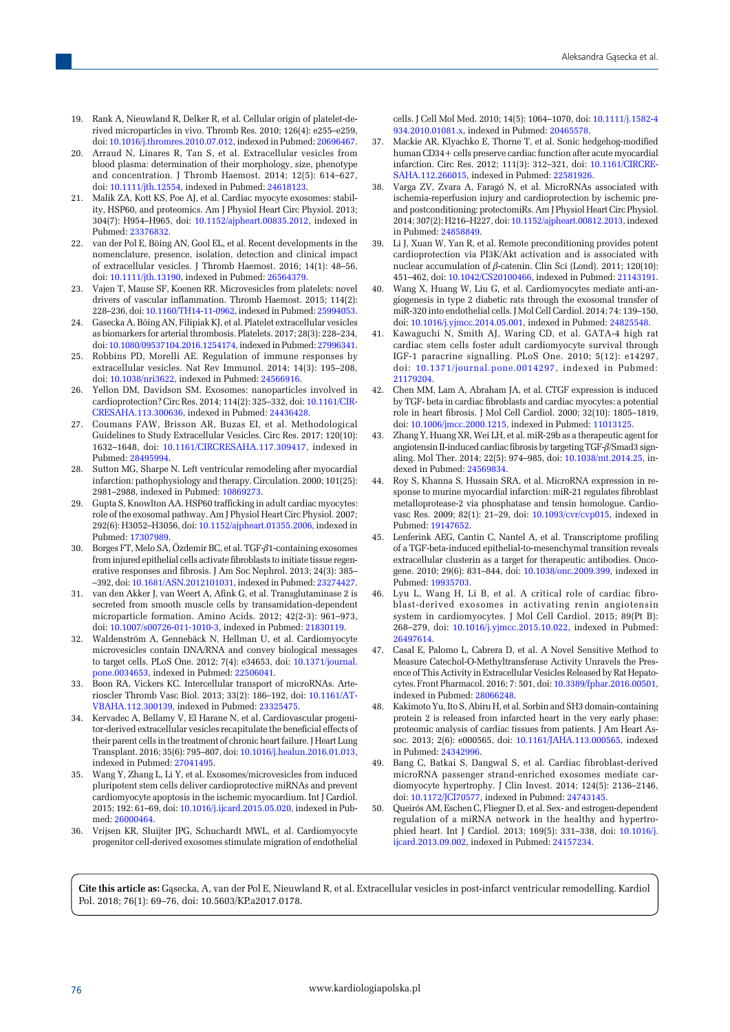19. Rank A, Nieuwland R, Delker R, et al. Cellular origin of platelet-derived microparticles in vivo. Thromb Res. 2010; 126(4): e255–e259, doi: 10.1016/j.thromres.2010.07.012, indexed in Pubmed: 20696467.
20. Arraud N, Linares R, Tan S, et al. Extracellular vesicles from blood plasma: determination of their morphology, size, phenotype and concentration. J Thromb Haemost. 2014; 12(5): 614–627, doi: 10.1111/jth.12554, indexed in Pubmed: 24618123.
21. Malik ZA, Kott KS, Poe AJ, et al. Cardiac myocyte exosomes: stability, HSP60, and proteomics. Am J Physiol Heart Circ Physiol. 2013; 304(7): H954–H965, doi: 10.1152/ajpheart.00835.2012, indexed in Pubmed: 23376832.
22. van der Pol E, Böing AN, Gool EL, et al. Recent developments in the nomenclature, presence, isolation, detection and clinical impact of extracellular vesicles. J Thromb Haemost. 2016; 14(1): 48–56, doi: 10.1111/jth.13190, indexed in Pubmed: 26564379.
23. Vajen T, Mause SF, Koenen RR. Microvesicles from platelets: novel drivers of vascular inflammation. Thromb Haemost. 2015; 114(2): 228–236, doi: 10.1160/TH14-11-0962, indexed in Pubmed: 25994053.
24. Gasecka A, Böing AN, Filipiak KJ, et al. Platelet extracellular vesicles as biomarkers for arterial thrombosis. Platelets. 2017; 28(3): 228–234, doi: 10.1080/09537104.2016.1254174, indexed in Pubmed: 27996341.
25. Robbins PD, Morelli AE. Regulation of immune responses by extracellular vesicles. Nat Rev Immunol. 2014; 14(3): 195–208, doi: 10.1038/nri3622, indexed in Pubmed: 24566916.
26. Yellon DM, Davidson SM. Exosomes: nanoparticles involved in cardioprotection? Circ Res. 2014; 114(2): 325–332, doi: 10.1161/CIRCRESAHA.113.300636, indexed in Pubmed: 24436428.
27. Coumans FAW, Brisson AR, Buzas EI, et al. Methodological Guidelines to Study Extracellular Vesicles. Circ Res. 2017; 120(10): 1632–1648, doi: 10.1161/CIRCRESAHA.117.309417, indexed in Pubmed: 28495994.
28. Sutton MG, Sharpe N. Left ventricular remodeling after myocardial infarction: pathophysiology and therapy. Circulation. 2000; 101(25): 2981–2988, indexed in Pubmed: 10869273.
29. Gupta S, Knowlton AA. HSP60 trafficking in adult cardiac myocytes: role of the exosomal pathway. Am J Physiol Heart Circ Physiol. 2007; 292(6): H3052–H3056, doi: 10.1152/ajpheart.01355.2006, indexed in Pubmed: 17307989.
30. Borges FT, Melo SA, Özdemir BC, et al. TGF-$\beta$1-containing exosomes from injured epithelial cells activate fibroblasts to initiate tissue regenerative responses and fibrosis. J Am Soc Nephrol. 2013; 24(3): 385–392, doi: 10.1681/ASN.2012101031, indexed in Pubmed: 23274427.
31. van den Akker J, van Weert A, Afink G, et al. Transglutaminase 2 is secreted from smooth muscle cells by transamidation-dependent microparticle formation. Amino Acids. 2012; 42(2-3): 961–973, doi: 10.1007/s00726-011-1010-3, indexed in Pubmed: 21830119.
32. Waldenström A, Gennebäck N, Hellman U, et al. Cardiomyocyte microvesicles contain DNA/RNA and convey biological messages to target cells. PLoS One. 2012; 7(4): e34653, doi: 10.1371/journal.pone.0034653, indexed in Pubmed: 22506041.
33. Boon RA, Vickers KC. Intercellular transport of microRNAs. Arterioscler Thromb Vasc Biol. 2013; 33(2): 186–192, doi: 10.1161/ATVBAHA.112.300139, indexed in Pubmed: 23325475.
34. Kervadec A, Bellamy V, El Harane N, et al. Cardiovascular progenitor-derived extracellular vesicles recapitulate the beneficial effects of their parent cells in the treatment of chronic heart failure. J Heart Lung Transplant. 2016; 35(6): 795–807, doi: 10.1016/j.healun.2016.01.013, indexed in Pubmed: 27041495.
35. Wang Y, Zhang L, Li Y, et al. Exosomes/microvesicles from induced pluripotent stem cells deliver cardioprotective miRNAs and prevent cardiomyocyte apoptosis in the ischemic myocardium. Int J Cardiol. 2015; 192: 61–69, doi: 10.1016/j.ijcard.2015.05.020, indexed in Pubmed: 26000464.
36. Vrijsen KR, Sluijter JPG, Schuchardt MWL, et al. Cardiomyocyte progenitor cell-derived exosomes stimulate migration of endothelial cells. J Cell Mol Med. 2010; 14(5): 1064–1070, doi: 10.1111/j.1582-4934.2010.01081.x, indexed in Pubmed: 20465578.
37. Mackie AR, Klyachko E, Thorne T, et al. Sonic hedgehog-modified human CD34+ cells preserve cardiac function after acute myocardial infarction. Circ Res. 2012; 111(3): 312–321, doi: 10.1161/CIRCRESAHA.112.266015, indexed in Pubmed: 22581926.
38. Varga ZV, Zvara A, Faragó N, et al. MicroRNAs associated with ischemia-reperfusion injury and cardioprotection by ischemic pre- and postconditioning: protectomiRs. Am J Physiol Heart Circ Physiol. 2014; 307(2): H216–H227, doi: 10.1152/ajpheart.00812.2013, indexed in Pubmed: 24858849.
39. Li J, Xuan W, Yan R, et al. Remote preconditioning provides potent cardioprotection via PI3K/Akt activation and is associated with nuclear accumulation of $\beta$-catenin. Clin Sci (Lond). 2011; 120(10): 451–462, doi: 10.1042/CS20100466, indexed in Pubmed: 21143191.
40. Wang X, Huang W, Liu G, et al. Cardiomyocytes mediate anti-angiogenesis in type 2 diabetic rats through the exosomal transfer of miR-320 into endothelial cells. J Mol Cell Cardiol. 2014; 74: 139–150, doi: 10.1016/j.yjmcc.2014.05.001, indexed in Pubmed: 24825548.
41. Kawaguchi N, Smith AJ, Waring CD, et al. GATA-4 high rat cardiac stem cells foster adult cardiomyocyte survival through IGF-1 paracrine signalling. PLoS One. 2010; 5(12): e14297, doi: 10.1371/journal.pone.0014297, indexed in Pubmed: 21179204.
42. Chen MM, Lam A, Abraham JA, et al. CTGF expression is induced by TGF- beta in cardiac fibroblasts and cardiac myocytes: a potential role in heart fibrosis. J Mol Cell Cardiol. 2000; 32(10): 1805–1819, doi: 10.1006/jmcc.2000.1215, indexed in Pubmed: 11013125.
43. Zhang Y, Huang XR, Wei LH, et al. miR-29b as a therapeutic agent for angiotensin II-induced cardiac fibrosis by targeting TGF-$\beta$/Smad3 signaling. Mol Ther. 2014; 22(5): 974–985, doi: 10.1038/mt.2014.25, indexed in Pubmed: 24569834.
44. Roy S, Khanna S, Hussain SRA, et al. MicroRNA expression in response to murine myocardial infarction: miR-21 regulates fibroblast metalloprotease-2 via phosphatase and tensin homologue. Cardiovasc Res. 2009; 82(1): 21–29, doi: 10.1093/cvr/cvp015, indexed in Pubmed: 19147652.
45. Lenferink AEG, Cantin C, Nantel A, et al. Transcriptome profiling of a TGF-beta-induced epithelial-to-mesenchymal transition reveals extracellular clusterin as a target for therapeutic antibodies. Oncogene. 2010; 29(6): 831–844, doi: 10.1038/onc.2009.399, indexed in Pubmed: 19935703.
46. Lyu L, Wang H, Li B, et al. A critical role of cardiac fibroblast-derived exosomes in activating renin angiotensin system in cardiomyocytes. J Mol Cell Cardiol. 2015; 89(Pt B): 268–279, doi: 10.1016/j.yjmcc.2015.10.022, indexed in Pubmed: 26497614.
47. Casal E, Palomo L, Cabrera D, et al. A Novel Sensitive Method to Measure Catechol-O-Methyltransferase Activity Unravels the Presence of This Activity in Extracellular Vesicles Released by Rat Hepatocytes. Front Pharmacol. 2016; 7: 501, doi: 10.3389/fphar.2016.00501, indexed in Pubmed: 28066248.
48. Kakimoto Yu, Ito S, Abiru H, et al. Sorbin and SH3 domain-containing protein 2 is released from infarcted heart in the very early phase: proteomic analysis of cardiac tissues from patients. J Am Heart Assoc. 2013; 2(6): e000565, doi: 10.1161/JAHA.113.000565, indexed in Pubmed: 24342996.
49. Bang C, Batkai S, Dangwal S, et al. Cardiac fibroblast-derived microRNA passenger strand-enriched exosomes mediate cardiomyocyte hypertrophy. J Clin Invest. 2014; 124(5): 2136–2146, doi: 10.1172/JCI70577, indexed in Pubmed: 24743145.
50. Queirós AM, Eschen C, Fliegner D, et al. Sex- and estrogen-dependent regulation of a miRNA network in the healthy and hypertrophied heart. Int J Cardiol. 2013; 169(5): 331–338, doi: 10.1016/j.ijcard.2013.09.002, indexed in Pubmed: 24157234.

**Cite this article as:** Gąsecka, A, van der Pol E, Nieuwland R, et al. Extracellular vesicles in post-infarct ventricular remodelling. Kardiol Pol. 2018; 76(1): 69–76, doi: 10.5603/KP.a2017.0178.